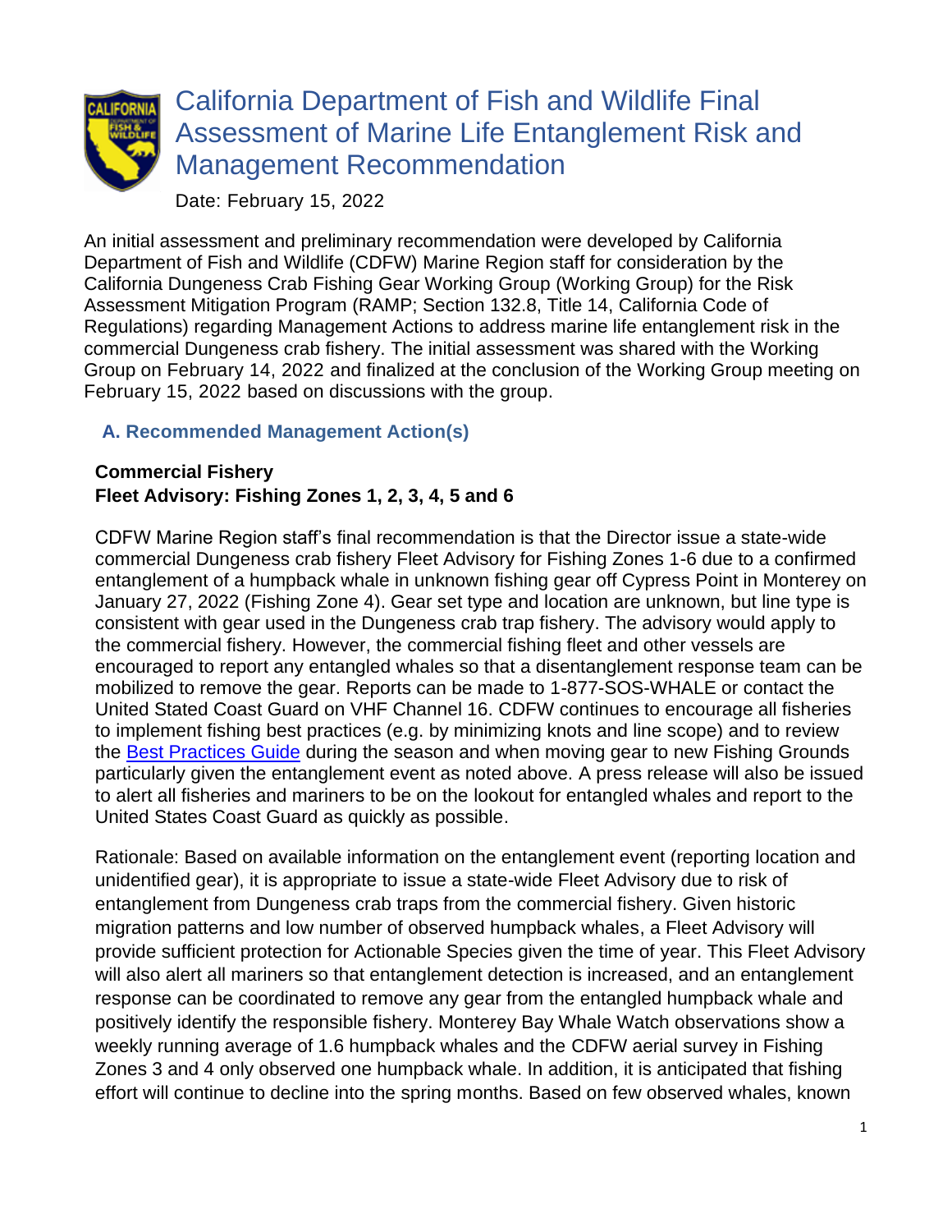# California Department of Fish and Wildlife Final Assessment of Marine Life Entanglement Risk and Management Recommendation

Date: February 15, 2022

An initial assessment and preliminary recommendation were developed by California Department of Fish and Wildlife (CDFW) Marine Region staff for consideration by the California Dungeness Crab Fishing Gear Working Group (Working Group) for the Risk Assessment Mitigation Program (RAMP; Section 132.8, Title 14, California Code of Regulations) regarding Management Actions to address marine life entanglement risk in the commercial Dungeness crab fishery. The initial assessment was shared with the Working Group on February 14, 2022 and finalized at the conclusion of the Working Group meeting on February 15, 2022 based on discussions with the group.

## A. Recommended Management Action(s)

**Commercial Fishery**
**Fleet Advisory: Fishing Zones 1, 2, 3, 4, 5 and 6**

CDFW Marine Region staff's final recommendation is that the Director issue a state-wide commercial Dungeness crab fishery Fleet Advisory for Fishing Zones 1-6 due to a confirmed entanglement of a humpback whale in unknown fishing gear off Cypress Point in Monterey on January 27, 2022 (Fishing Zone 4). Gear set type and location are unknown, but line type is consistent with gear used in the Dungeness crab trap fishery. The advisory would apply to the commercial fishery. However, the commercial fishing fleet and other vessels are encouraged to report any entangled whales so that a disentanglement response team can be mobilized to remove the gear. Reports can be made to 1-877-SOS-WHALE or contact the United Stated Coast Guard on VHF Channel 16. CDFW continues to encourage all fisheries to implement fishing best practices (e.g. by minimizing knots and line scope) and to review the [Best Practices Guide] during the season and when moving gear to new Fishing Grounds particularly given the entanglement event as noted above. A press release will also be issued to alert all fisheries and mariners to be on the lookout for entangled whales and report to the United States Coast Guard as quickly as possible.

Rationale: Based on available information on the entanglement event (reporting location and unidentified gear), it is appropriate to issue a state-wide Fleet Advisory due to risk of entanglement from Dungeness crab traps from the commercial fishery. Given historic migration patterns and low number of observed humpback whales, a Fleet Advisory will provide sufficient protection for Actionable Species given the time of year. This Fleet Advisory will also alert all mariners so that entanglement detection is increased, and an entanglement response can be coordinated to remove any gear from the entangled humpback whale and positively identify the responsible fishery. Monterey Bay Whale Watch observations show a weekly running average of 1.6 humpback whales and the CDFW aerial survey in Fishing Zones 3 and 4 only observed one humpback whale. In addition, it is anticipated that fishing effort will continue to decline into the spring months. Based on few observed whales, known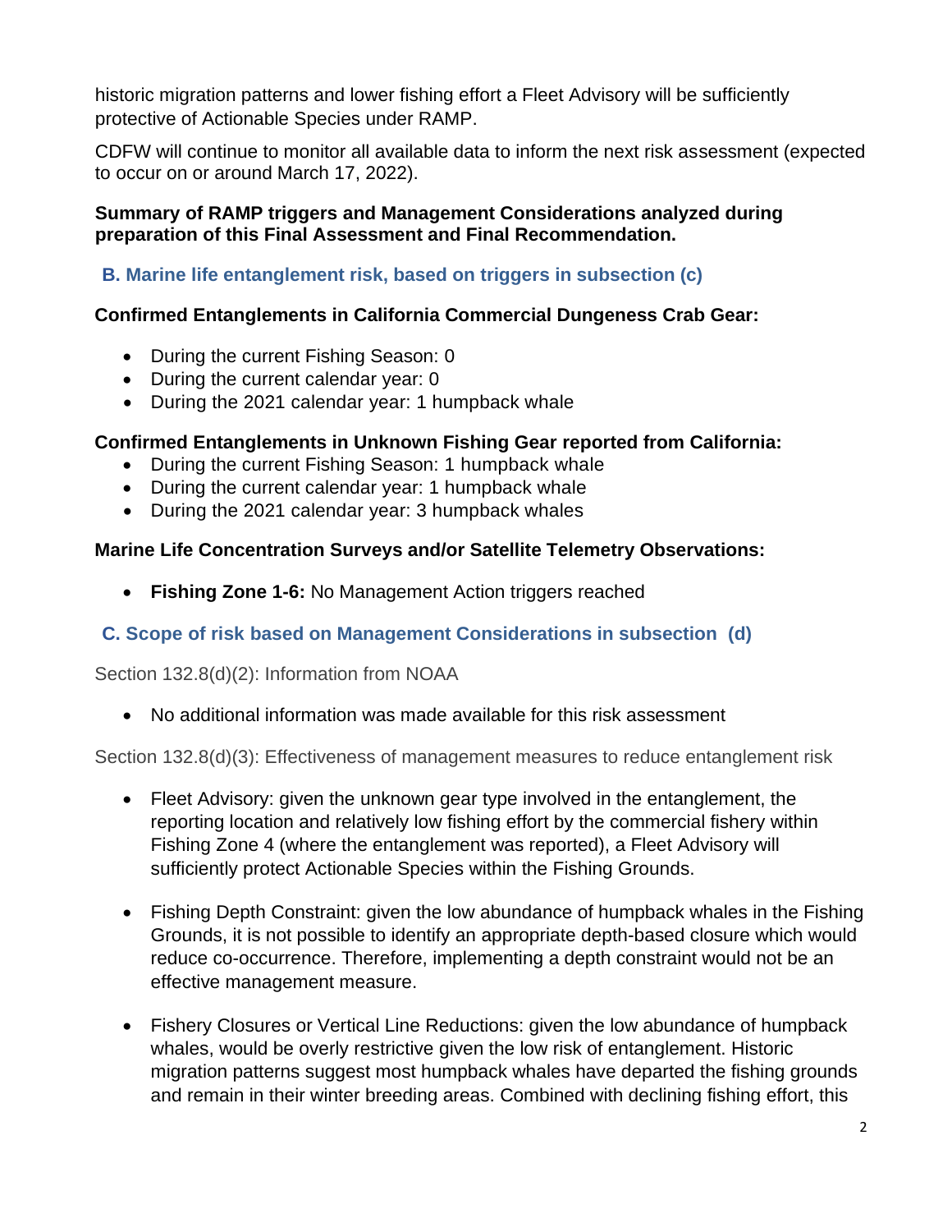historic migration patterns and lower fishing effort a Fleet Advisory will be sufficiently protective of Actionable Species under RAMP.

CDFW will continue to monitor all available data to inform the next risk assessment (expected to occur on or around March 17, 2022).

**Summary of RAMP triggers and Management Considerations analyzed during preparation of this Final Assessment and Final Recommendation.**

## B. Marine life entanglement risk, based on triggers in subsection (c)

**Confirmed Entanglements in California Commercial Dungeness Crab Gear:**

- During the current Fishing Season: 0
- During the current calendar year: 0
- During the 2021 calendar year: 1 humpback whale

**Confirmed Entanglements in Unknown Fishing Gear reported from California:**

- During the current Fishing Season: 1 humpback whale
- During the current calendar year: 1 humpback whale
- During the 2021 calendar year: 3 humpback whales

**Marine Life Concentration Surveys and/or Satellite Telemetry Observations:**

- **Fishing Zone 1-6:** No Management Action triggers reached

## C. Scope of risk based on Management Considerations in subsection (d)

Section 132.8(d)(2): Information from NOAA

- No additional information was made available for this risk assessment

Section 132.8(d)(3): Effectiveness of management measures to reduce entanglement risk

- Fleet Advisory: given the unknown gear type involved in the entanglement, the reporting location and relatively low fishing effort by the commercial fishery within Fishing Zone 4 (where the entanglement was reported), a Fleet Advisory will sufficiently protect Actionable Species within the Fishing Grounds.

- Fishing Depth Constraint: given the low abundance of humpback whales in the Fishing Grounds, it is not possible to identify an appropriate depth-based closure which would reduce co-occurrence. Therefore, implementing a depth constraint would not be an effective management measure.

- Fishery Closures or Vertical Line Reductions: given the low abundance of humpback whales, would be overly restrictive given the low risk of entanglement. Historic migration patterns suggest most humpback whales have departed the fishing grounds and remain in their winter breeding areas. Combined with declining fishing effort, this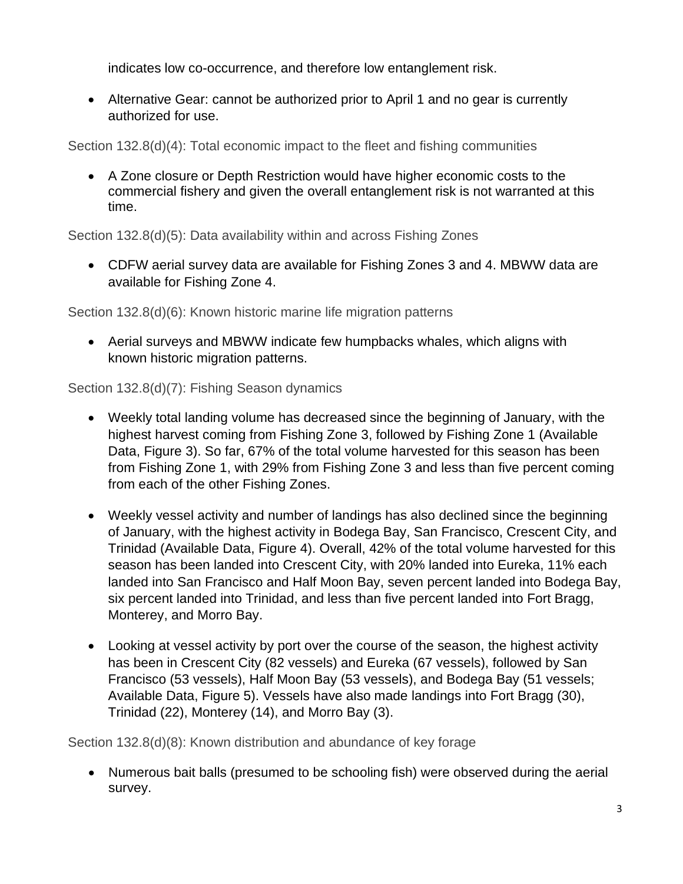indicates low co-occurrence, and therefore low entanglement risk.

- Alternative Gear: cannot be authorized prior to April 1 and no gear is currently authorized for use.

Section 132.8(d)(4): Total economic impact to the fleet and fishing communities

- A Zone closure or Depth Restriction would have higher economic costs to the commercial fishery and given the overall entanglement risk is not warranted at this time.

Section 132.8(d)(5): Data availability within and across Fishing Zones

- CDFW aerial survey data are available for Fishing Zones 3 and 4. MBWW data are available for Fishing Zone 4.

Section 132.8(d)(6): Known historic marine life migration patterns

- Aerial surveys and MBWW indicate few humpbacks whales, which aligns with known historic migration patterns.

Section 132.8(d)(7): Fishing Season dynamics

- Weekly total landing volume has decreased since the beginning of January, with the highest harvest coming from Fishing Zone 3, followed by Fishing Zone 1 (Available Data, Figure 3). So far, 67% of the total volume harvested for this season has been from Fishing Zone 1, with 29% from Fishing Zone 3 and less than five percent coming from each of the other Fishing Zones.

- Weekly vessel activity and number of landings has also declined since the beginning of January, with the highest activity in Bodega Bay, San Francisco, Crescent City, and Trinidad (Available Data, Figure 4). Overall, 42% of the total volume harvested for this season has been landed into Crescent City, with 20% landed into Eureka, 11% each landed into San Francisco and Half Moon Bay, seven percent landed into Bodega Bay, six percent landed into Trinidad, and less than five percent landed into Fort Bragg, Monterey, and Morro Bay.

- Looking at vessel activity by port over the course of the season, the highest activity has been in Crescent City (82 vessels) and Eureka (67 vessels), followed by San Francisco (53 vessels), Half Moon Bay (53 vessels), and Bodega Bay (51 vessels; Available Data, Figure 5). Vessels have also made landings into Fort Bragg (30), Trinidad (22), Monterey (14), and Morro Bay (3).

Section 132.8(d)(8): Known distribution and abundance of key forage

- Numerous bait balls (presumed to be schooling fish) were observed during the aerial survey.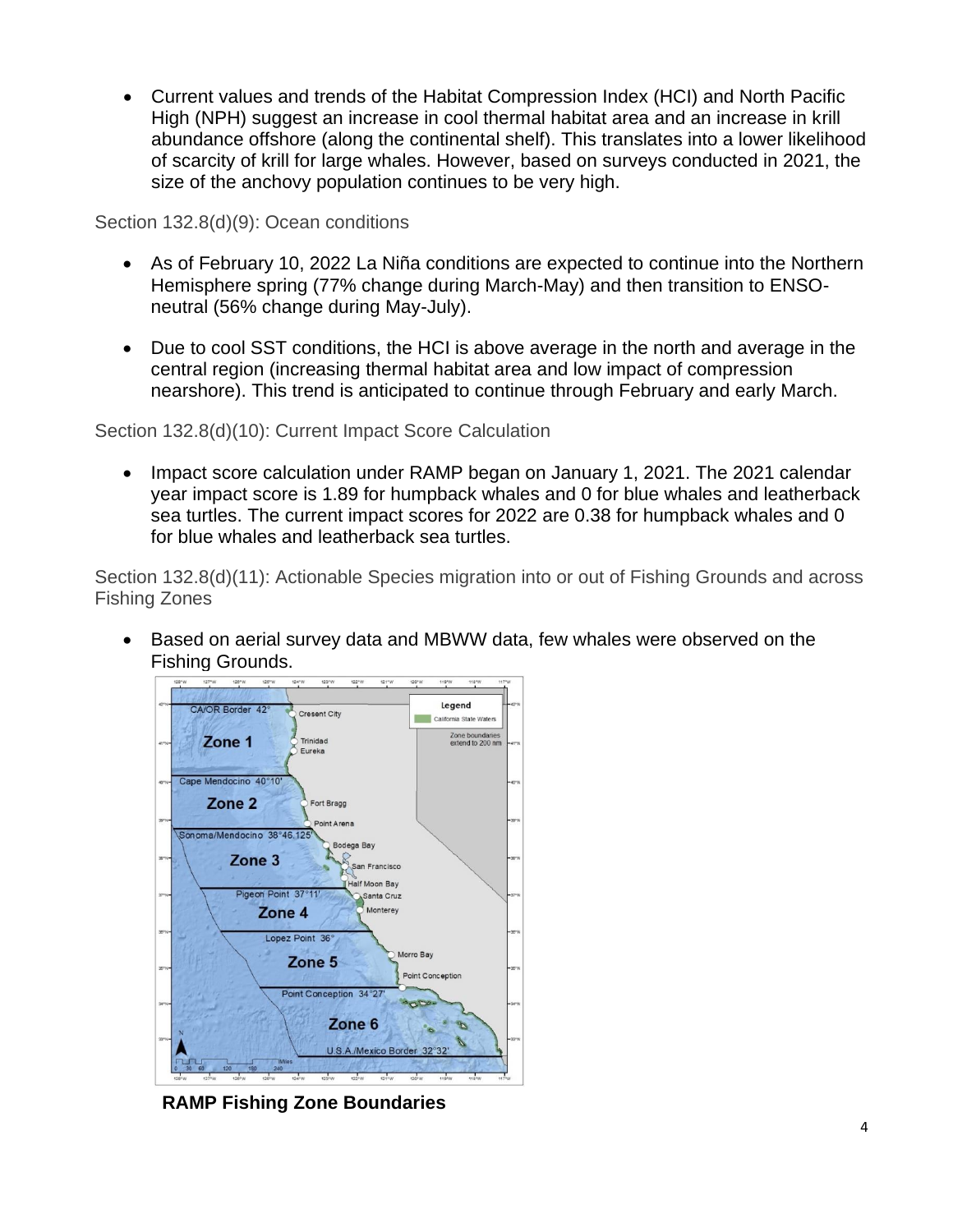- Current values and trends of the Habitat Compression Index (HCI) and North Pacific High (NPH) suggest an increase in cool thermal habitat area and an increase in krill abundance offshore (along the continental shelf). This translates into a lower likelihood of scarcity of krill for large whales. However, based on surveys conducted in 2021, the size of the anchovy population continues to be very high.

Section 132.8(d)(9): Ocean conditions

- As of February 10, 2022 La Niña conditions are expected to continue into the Northern Hemisphere spring (77% change during March-May) and then transition to ENSO-neutral (56% change during May-July).
- Due to cool SST conditions, the HCI is above average in the north and average in the central region (increasing thermal habitat area and low impact of compression nearshore). This trend is anticipated to continue through February and early March.

Section 132.8(d)(10): Current Impact Score Calculation

- Impact score calculation under RAMP began on January 1, 2021. The 2021 calendar year impact score is 1.89 for humpback whales and 0 for blue whales and leatherback sea turtles. The current impact scores for 2022 are 0.38 for humpback whales and 0 for blue whales and leatherback sea turtles.

Section 132.8(d)(11): Actionable Species migration into or out of Fishing Grounds and across Fishing Zones

- Based on aerial survey data and MBWW data, few whales were observed on the Fishing Grounds.

Legend
California State Waters
Zone boundaries extend to 200 nm

CA/OR Border 42°
Zone 1
Cape Mendocino 40°10'
Zone 2
Sonoma/Mendocino 38°46.125'
Zone 3
Pigeon Point 37°11'
Zone 4
Lopez Point 36°
Zone 5
Point Conception 34°27'
Zone 6
U.S.A./Mexico Border 32°32'

Cresent City
Trinidad
Eureka
Fort Bragg
Point Arena
Bodega Bay
San Francisco
Half Moon Bay
Santa Cruz
Monterey
Morro Bay
Point Conception

0 30 60 120 180 240 Miles

**RAMP Fishing Zone Boundaries**